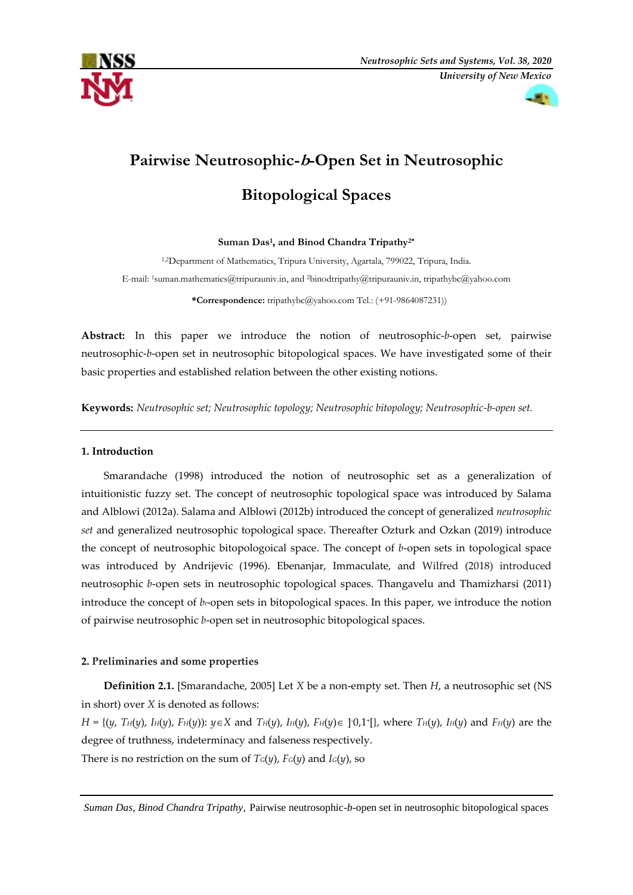# Pairwise Neutrosophic-*b*-Open Set in Neutrosophic Bitopological Spaces

**Suman Das[1], and Binod Chandra Tripathy[2*]**

[1,2]Department of Mathematics, Tripura University, Agartala, 799022, Tripura, India.

E-mail: [1]suman.mathematics@tripurauniv.in, and [2]binodtripathy@tripurauniv.in, tripathybc@yahoo.com

**\*Correspondence:** tripathybc@yahoo.com Tel.: (+91-9864087231))

**Abstract:** In this paper we introduce the notion of neutrosophic-*b*-open set, pairwise neutrosophic-*b*-open set in neutrosophic bitopological spaces. We have investigated some of their basic properties and established relation between the other existing notions.

**Keywords:** *Neutrosophic set; Neutrosophic topology; Neutrosophic bitopology; Neutrosophic-b-open set.*

## 1. Introduction

Smarandache (1998) introduced the notion of neutrosophic set as a generalization of intuitionistic fuzzy set. The concept of neutrosophic topological space was introduced by Salama and Alblowi (2012a). Salama and Alblowi (2012b) introduced the concept of generalized *neutrosophic set* and generalized neutrosophic topological space. Thereafter Ozturk and Ozkan (2019) introduce the concept of neutrosophic bitopologoical space. The concept of *b*-open sets in topological space was introduced by Andrijevic (1996). Ebenanjar, Immaculate, and Wilfred (2018) introduced neutrosophic *b*-open sets in neutrosophic topological spaces. Thangavelu and Thamizharsi (2011) introduce the concept of $b_t$-open sets in bitopological spaces. In this paper, we introduce the notion of pairwise neutrosophic *b*-open set in neutrosophic bitopological spaces.

## 2. Preliminaries and some properties

**Definition 2.1.** [Smarandache, 2005] Let $X$ be a non-empty set. Then $H$, a neutrosophic set (NS in short) over $X$ is denoted as follows:

$H = \{(y, T_H(y), I_H(y), F_H(y)): y \in X$ and $T_H(y), I_H(y), F_H(y) \in\ ]^-0,1^+[\}$, where $T_H(y)$, $I_H(y)$ and $F_H(y)$ are the degree of truthness, indeterminacy and falseness respectively.

There is no restriction on the sum of $T_G(y)$, $F_G(y)$ and $I_G(y)$, so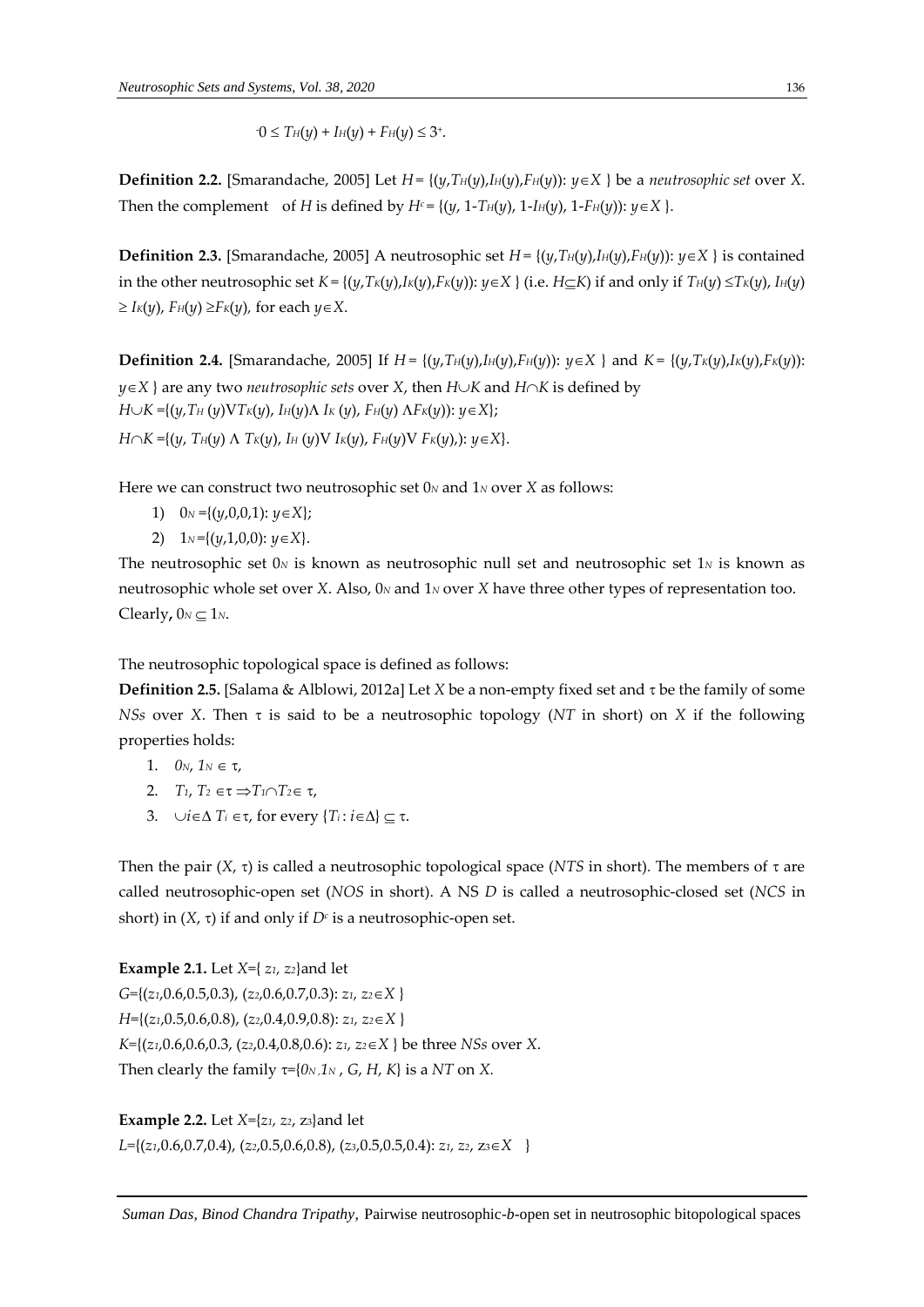$^-0 \leq T_H(y) + I_H(y) + F_H(y) \leq 3^+$.

**Definition 2.2.** [Smarandache, 2005] Let $H = \{(y, T_H(y), I_H(y), F_H(y)): y \in X\}$ be a *neutrosophic set* over $X$. Then the complement of $H$ is defined by $H^c = \{(y, 1\text{-}T_H(y), 1\text{-}I_H(y), 1\text{-}F_H(y)): y \in X\}$.

**Definition 2.3.** [Smarandache, 2005] A neutrosophic set $H = \{(y, T_H(y), I_H(y), F_H(y)): y \in X\}$ is contained in the other neutrosophic set $K = \{(y, T_K(y), I_K(y), F_K(y)): y \in X\}$ (i.e. $H \subseteq K$) if and only if $T_H(y) \leq T_K(y)$, $I_H(y) \geq I_K(y)$, $F_H(y) \geq F_K(y)$, for each $y \in X$.

**Definition 2.4.** [Smarandache, 2005] If $H = \{(y, T_H(y), I_H(y), F_H(y)): y \in X\}$ and $K = \{(y, T_K(y), I_K(y), F_K(y)): y \in X\}$ are any two *neutrosophic sets* over $X$, then $H \cup K$ and $H \cap K$ is defined by

$H \cup K = \{(y, T_H(y) \vee T_K(y), I_H(y) \wedge I_K(y), F_H(y) \wedge F_K(y)): y \in X\}$;

$H \cap K = \{(y, T_H(y) \wedge T_K(y), I_H(y) \vee I_K(y), F_H(y) \vee F_K(y),): y \in X\}$.

Here we can construct two neutrosophic set $0_N$ and $1_N$ over $X$ as follows:

1) $0_N = \{(y, 0, 0, 1): y \in X\}$;
2) $1_N = \{(y, 1, 0, 0): y \in X\}$.

The neutrosophic set $0_N$ is known as neutrosophic null set and neutrosophic set $1_N$ is known as neutrosophic whole set over $X$. Also, $0_N$ and $1_N$ over $X$ have three other types of representation too. Clearly, $0_N \subseteq 1_N$.

The neutrosophic topological space is defined as follows:

**Definition 2.5.** [Salama & Alblowi, 2012a] Let $X$ be a non-empty fixed set and $\tau$ be the family of some *NSs* over $X$. Then $\tau$ is said to be a neutrosophic topology (*NT* in short) on $X$ if the following properties holds:

1. $0_N, 1_N \in \tau$,
2. $T_1, T_2 \in \tau \Rightarrow T_1 \cap T_2 \in \tau$,
3. $\cup_{i \in \Delta} T_i \in \tau$, for every $\{T_i : i \in \Delta\} \subseteq \tau$.

Then the pair $(X, \tau)$ is called a neutrosophic topological space (*NTS* in short). The members of $\tau$ are called neutrosophic-open set (*NOS* in short). A NS $D$ is called a neutrosophic-closed set (*NCS* in short) in $(X, \tau)$ if and only if $D^c$ is a neutrosophic-open set.

**Example 2.1.** Let $X = \{z_1, z_2\}$ and let

$G = \{(z_1, 0.6, 0.5, 0.3), (z_2, 0.6, 0.7, 0.3): z_1, z_2 \in X\}$

$H = \{(z_1, 0.5, 0.6, 0.8), (z_2, 0.4, 0.9, 0.8): z_1, z_2 \in X\}$

$K = \{(z_1, 0.6, 0.6, 0.3, (z_2, 0.4, 0.8, 0.6): z_1, z_2 \in X\}$ be three *NSs* over $X$.

Then clearly the family $\tau = \{0_N, 1_N, G, H, K\}$ is a *NT* on $X$.

**Example 2.2.** Let $X = \{z_1, z_2, z_3\}$ and let

$L = \{(z_1, 0.6, 0.7, 0.4), (z_2, 0.5, 0.6, 0.8), (z_3, 0.5, 0.5, 0.4): z_1, z_2, z_3 \in X\}$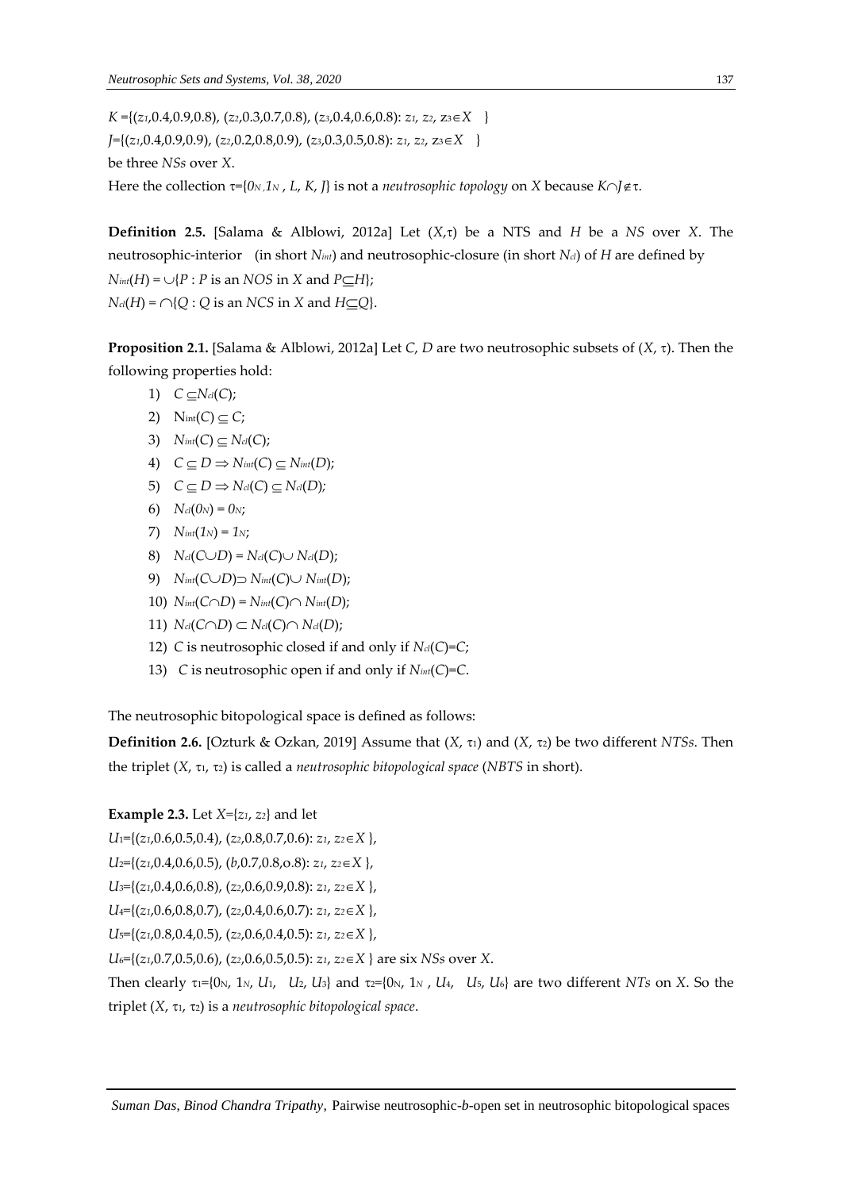$K$ ={($z_1$,0.4,0.9,0.8), ($z_2$,0.3,0.7,0.8), ($z_3$,0.4,0.6,0.8): $z_1$, $z_2$, $z_3 \in X$ }

$J$={($z_1$,0.4,0.9,0.9), ($z_2$,0.2,0.8,0.9), ($z_3$,0.3,0.5,0.8): $z_1$, $z_2$, $z_3 \in X$ }

be three *NSs* over *X*.

Here the collection $\tau$={$0_N$, $1_N$, *L*, *K*, *J*} is not a *neutrosophic topology* on *X* because $K \cap J \notin \tau$.

**Definition 2.5.** [Salama & Alblowi, 2012a] Let ($X$,$\tau$) be a NTS and *H* be a *NS* over *X*. The neutrosophic-interior (in short $N_{int}$) and neutrosophic-closure (in short $N_{cl}$) of *H* are defined by

$N_{int}(H) = \cup\{P : P$ is an *NOS* in *X* and $P \subseteq H\}$;

$N_{cl}(H) = \cap\{Q : Q$ is an *NCS* in *X* and $H \subseteq Q\}$.

**Proposition 2.1.** [Salama & Alblowi, 2012a] Let *C*, *D* are two neutrosophic subsets of ($X$, $\tau$). Then the following properties hold:

1) $C \subseteq N_{cl}(C)$;
2) $N_{int}(C) \subseteq C$;
3) $N_{int}(C) \subseteq N_{cl}(C)$;
4) $C \subseteq D \Rightarrow N_{int}(C) \subseteq N_{int}(D)$;
5) $C \subseteq D \Rightarrow N_{cl}(C) \subseteq N_{cl}(D)$;
6) $N_{cl}(0_N) = 0_N$;
7) $N_{int}(1_N) = 1_N$;
8) $N_{cl}(C \cup D) = N_{cl}(C) \cup N_{cl}(D)$;
9) $N_{int}(C \cup D) \supset N_{int}(C) \cup N_{int}(D)$;
10) $N_{int}(C \cap D) = N_{int}(C) \cap N_{int}(D)$;
11) $N_{cl}(C \cap D) \subset N_{cl}(C) \cap N_{cl}(D)$;
12) *C* is neutrosophic closed if and only if $N_{cl}(C)$=*C*;
13) *C* is neutrosophic open if and only if $N_{int}(C)$=*C*.

The neutrosophic bitopological space is defined as follows:

**Definition 2.6.** [Ozturk & Ozkan, 2019] Assume that ($X$, $\tau_1$) and ($X$, $\tau_2$) be two different *NTSs*. Then the triplet ($X$, $\tau_1$, $\tau_2$) is called a *neutrosophic bitopological space* (*NBTS* in short).

**Example 2.3.** Let $X$={$z_1$, $z_2$} and let

$U_1$={($z_1$,0.6,0.5,0.4), ($z_2$,0.8,0.7,0.6): $z_1$, $z_2 \in X$ },

$U_2$={($z_1$,0.4,0.6,0.5), ($b$,0.7,0.8,o.8): $z_1$, $z_2 \in X$ },

$U_3$={($z_1$,0.4,0.6,0.8), ($z_2$,0.6,0.9,0.8): $z_1$, $z_2 \in X$ },

$U_4$={($z_1$,0.6,0.8,0.7), ($z_2$,0.4,0.6,0.7): $z_1$, $z_2 \in X$ },

$U_5$={($z_1$,0.8,0.4,0.5), ($z_2$,0.6,0.4,0.5): $z_1$, $z_2 \in X$ },

$U_6$={($z_1$,0.7,0.5,0.6), ($z_2$,0.6,0.5,0.5): $z_1$, $z_2 \in X$ } are six *NSs* over *X*.

Then clearly $\tau_1$={$0_N$, $1_N$, $U_1$, $U_2$, $U_3$} and $\tau_2$={$0_N$, $1_N$, $U_4$, $U_5$, $U_6$} are two different *NTs* on *X*. So the triplet ($X$, $\tau_1$, $\tau_2$) is a *neutrosophic bitopological space*.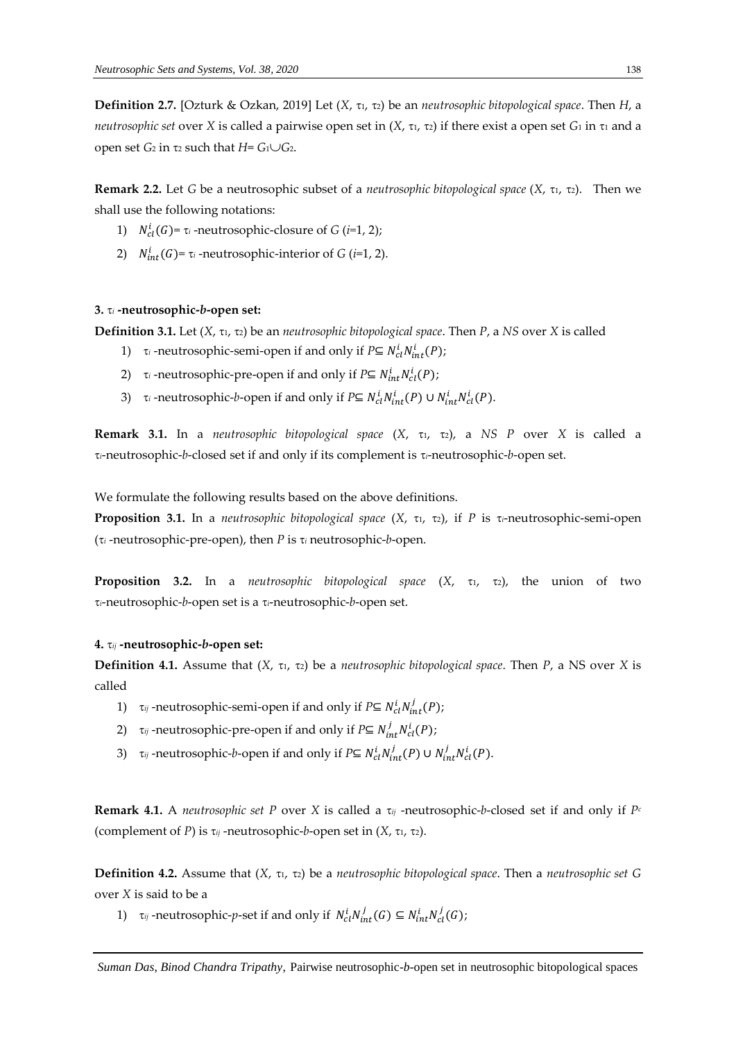**Definition 2.7.** [Ozturk & Ozkan, 2019] Let $(X, \tau_1, \tau_2)$ be an *neutrosophic bitopological space*. Then *H*, a *neutrosophic set* over *X* is called a pairwise open set in $(X, \tau_1, \tau_2)$ if there exist a open set $G_1$ in $\tau_1$ and a open set $G_2$ in $\tau_2$ such that $H = G_1 \cup G_2$.

**Remark 2.2.** Let *G* be a neutrosophic subset of a *neutrosophic bitopological space* $(X, \tau_1, \tau_2)$. Then we shall use the following notations:

1) $N_{cl}^{i}(G) = \tau_i$ -neutrosophic-closure of *G* ($i$=1, 2);
2) $N_{int}^{i}(G) = \tau_i$ -neutrosophic-interior of *G* ($i$=1, 2).

## 3. $\tau_i$ -neutrosophic-*b*-open set:

**Definition 3.1.** Let $(X, \tau_1, \tau_2)$ be an *neutrosophic bitopological space*. Then *P*, a *NS* over *X* is called

1) $\tau_i$ -neutrosophic-semi-open if and only if $P \subseteq N_{cl}^{i} N_{int}^{i}(P)$;
2) $\tau_i$ -neutrosophic-pre-open if and only if $P \subseteq N_{int}^{i} N_{cl}^{i}(P)$;
3) $\tau_i$ -neutrosophic-*b*-open if and only if $P \subseteq N_{cl}^{i} N_{int}^{i}(P) \cup N_{int}^{i} N_{cl}^{i}(P)$.

**Remark 3.1.** In a *neutrosophic bitopological space* $(X, \tau_1, \tau_2)$, a *NS P* over *X* is called a $\tau_i$-neutrosophic-*b*-closed set if and only if its complement is $\tau_i$-neutrosophic-*b*-open set.

We formulate the following results based on the above definitions.

**Proposition 3.1.** In a *neutrosophic bitopological space* $(X, \tau_1, \tau_2)$, if *P* is $\tau_i$-neutrosophic-semi-open ($\tau_i$ -neutrosophic-pre-open), then *P* is $\tau_i$ neutrosophic-*b*-open.

**Proposition 3.2.** In a *neutrosophic bitopological space* $(X, \tau_1, \tau_2)$, the union of two $\tau_i$-neutrosophic-*b*-open set is a $\tau_i$-neutrosophic-*b*-open set.

## 4. $\tau_{ij}$ -neutrosophic-*b*-open set:

**Definition 4.1.** Assume that $(X, \tau_1, \tau_2)$ be a *neutrosophic bitopological space*. Then *P*, a NS over *X* is called

1) $\tau_{ij}$ -neutrosophic-semi-open if and only if $P \subseteq N_{cl}^{i} N_{int}^{j}(P)$;
2) $\tau_{ij}$ -neutrosophic-pre-open if and only if $P \subseteq N_{int}^{j} N_{cl}^{i}(P)$;
3) $\tau_{ij}$ -neutrosophic-*b*-open if and only if $P \subseteq N_{cl}^{i} N_{int}^{j}(P) \cup N_{int}^{j} N_{cl}^{i}(P)$.

**Remark 4.1.** A *neutrosophic set P* over *X* is called a $\tau_{ij}$ -neutrosophic-*b*-closed set if and only if $P^c$ (complement of *P*) is $\tau_{ij}$ -neutrosophic-*b*-open set in $(X, \tau_1, \tau_2)$.

**Definition 4.2.** Assume that $(X, \tau_1, \tau_2)$ be a *neutrosophic bitopological space*. Then a *neutrosophic set G* over *X* is said to be a

1) $\tau_{ij}$ -neutrosophic-*p*-set if and only if $N_{cl}^{i} N_{int}^{j}(G) \subseteq N_{int}^{i} N_{cl}^{j}(G)$;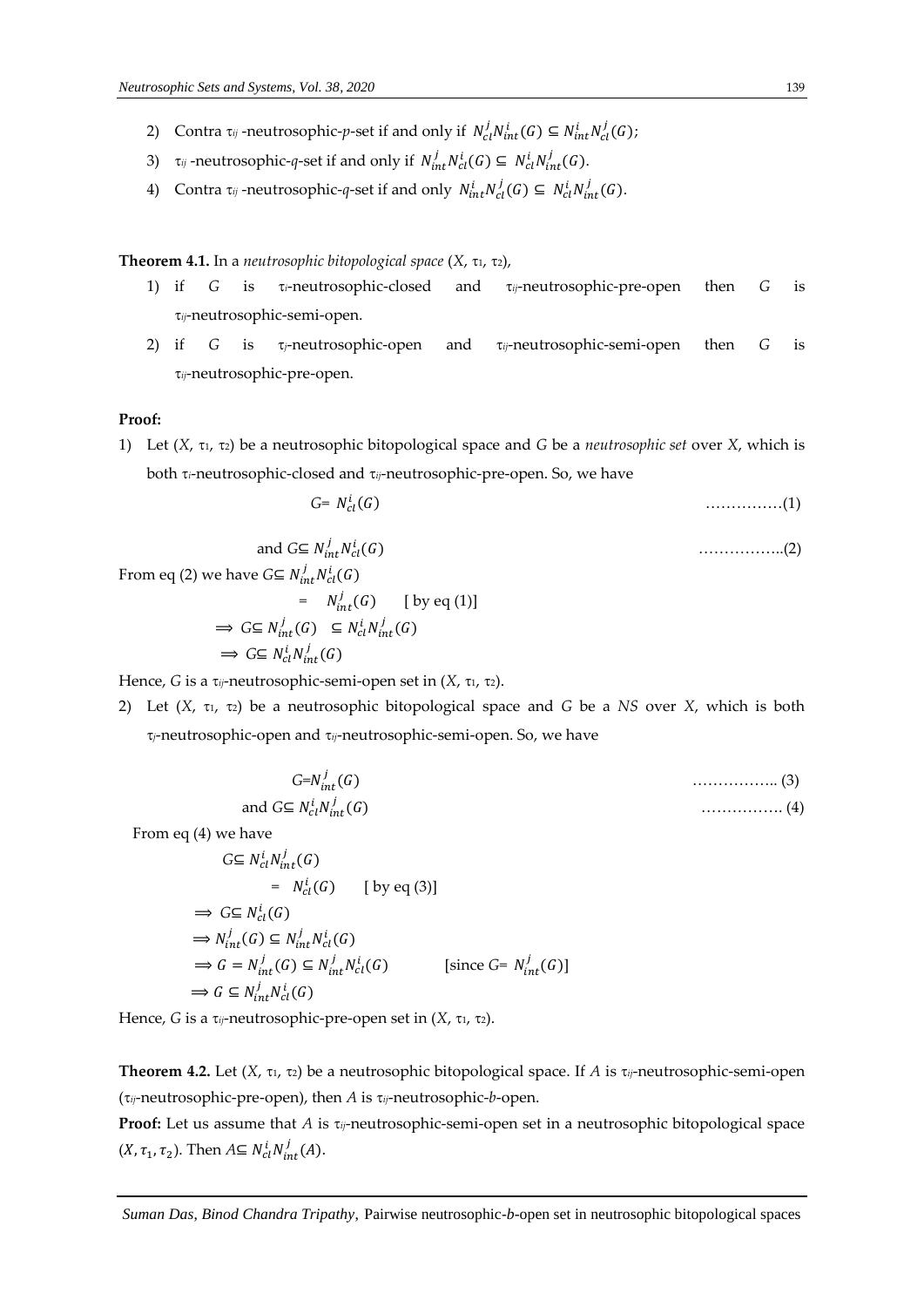2) Contra $\tau_{ij}$ -neutrosophic-$p$-set if and only if $N_{cl}^{j}N_{int}^{i}(G) \subseteq N_{int}^{i}N_{cl}^{j}(G)$;
3) $\tau_{ij}$ -neutrosophic-$q$-set if and only if $N_{int}^{j}N_{cl}^{i}(G) \subseteq N_{cl}^{i}N_{int}^{j}(G)$.
4) Contra $\tau_{ij}$ -neutrosophic-$q$-set if and only $N_{int}^{i}N_{cl}^{j}(G) \subseteq N_{cl}^{i}N_{int}^{j}(G)$.

**Theorem 4.1.** In a *neutrosophic bitopological space* $(X, \tau_1, \tau_2)$,

1) if $G$ is $\tau_i$-neutrosophic-closed and $\tau_{ij}$-neutrosophic-pre-open then $G$ is $\tau_{ij}$-neutrosophic-semi-open.
2) if $G$ is $\tau_j$-neutrosophic-open and $\tau_{ij}$-neutrosophic-semi-open then $G$ is $\tau_{ij}$-neutrosophic-pre-open.

**Proof:**

1) Let $(X, \tau_1, \tau_2)$ be a neutrosophic bitopological space and $G$ be a *neutrosophic set* over $X$, which is both $\tau_i$-neutrosophic-closed and $\tau_{ij}$-neutrosophic-pre-open. So, we have

$$G = N_{cl}^{i}(G) \quad \text{……………(1)}$$

$$\text{and } G \subseteq N_{int}^{j}N_{cl}^{i}(G) \quad \text{……………..(2)}$$

From eq (2) we have $G \subseteq N_{int}^{j}N_{cl}^{i}(G)$

$$= N_{int}^{j}(G) \quad \text{[ by eq (1)]}$$

$$\Longrightarrow G \subseteq N_{int}^{j}(G) \subseteq N_{cl}^{i}N_{int}^{j}(G)$$

$$\Longrightarrow G \subseteq N_{cl}^{i}N_{int}^{j}(G)$$

Hence, $G$ is a $\tau_{ij}$-neutrosophic-semi-open set in $(X, \tau_1, \tau_2)$.

2) Let $(X, \tau_1, \tau_2)$ be a neutrosophic bitopological space and $G$ be a *NS* over $X$, which is both $\tau_j$-neutrosophic-open and $\tau_{ij}$-neutrosophic-semi-open. So, we have

$$G = N_{int}^{j}(G) \quad \text{…………….. (3)}$$

$$\text{and } G \subseteq N_{cl}^{i}N_{int}^{j}(G) \quad \text{……………. (4)}$$

From eq (4) we have

$$G \subseteq N_{cl}^{i}N_{int}^{j}(G)$$

$$= N_{cl}^{i}(G) \quad \text{[ by eq (3)]}$$

$$\Longrightarrow G \subseteq N_{cl}^{i}(G)$$

$$\Longrightarrow N_{int}^{j}(G) \subseteq N_{int}^{j}N_{cl}^{i}(G)$$

$$\Longrightarrow G = N_{int}^{j}(G) \subseteq N_{int}^{j}N_{cl}^{i}(G) \quad \text{[since } G = N_{int}^{j}(G)\text{]}$$

$$\Longrightarrow G \subseteq N_{int}^{j}N_{cl}^{i}(G)$$

Hence, $G$ is a $\tau_{ij}$-neutrosophic-pre-open set in $(X, \tau_1, \tau_2)$.

**Theorem 4.2.** Let $(X, \tau_1, \tau_2)$ be a neutrosophic bitopological space. If $A$ is $\tau_{ij}$-neutrosophic-semi-open ($\tau_{ij}$-neutrosophic-pre-open), then $A$ is $\tau_{ij}$-neutrosophic-$b$-open.

**Proof:** Let us assume that $A$ is $\tau_{ij}$-neutrosophic-semi-open set in a neutrosophic bitopological space $(X, \tau_1, \tau_2)$. Then $A \subseteq N_{cl}^{i}N_{int}^{j}(A)$.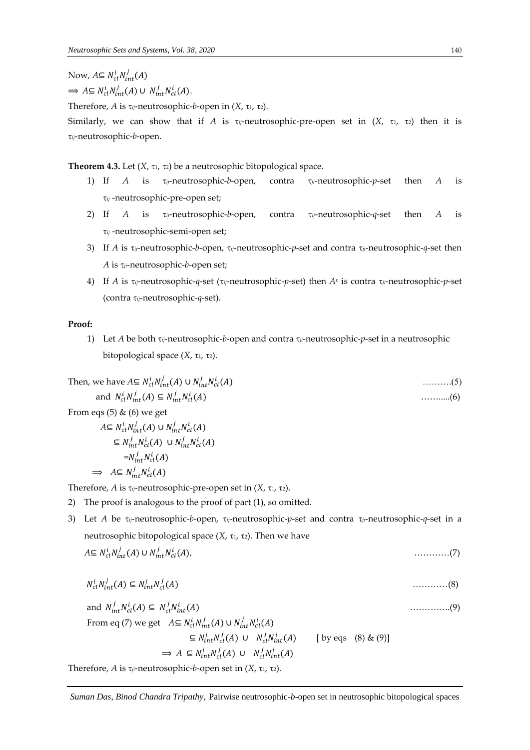Now, $A \subseteq N_{cl}^{i} N_{int}^{j}(A)$

$\Longrightarrow A \subseteq N_{cl}^{i} N_{int}^{j}(A) \cup N_{int}^{j} N_{cl}^{i}(A)$.

Therefore, $A$ is $\tau_{ij}$-neutrosophic-$b$-open in $(X, \tau_1, \tau_2)$.

Similarly, we can show that if $A$ is $\tau_{ij}$-neutrosophic-pre-open set in $(X, \tau_1, \tau_2)$ then it is $\tau_{ij}$-neutrosophic-$b$-open.

**Theorem 4.3.** Let $(X, \tau_1, \tau_2)$ be a neutrosophic bitopological space.

1) If $A$ is $\tau_{ij}$-neutrosophic-$b$-open, contra $\tau_{ji}$-neutrosophic-$p$-set then $A$ is $\tau_{ij}$ -neutrosophic-pre-open set;
2) If $A$ is $\tau_{ij}$-neutrosophic-$b$-open, contra $\tau_{ij}$-neutrosophic-$q$-set then $A$ is $\tau_{ij}$ -neutrosophic-semi-open set;
3) If $A$ is $\tau_{ij}$-neutrosophic-$b$-open, $\tau_{ij}$-neutrosophic-$p$-set and contra $\tau_{ji}$-neutrosophic-$q$-set then $A$ is $\tau_{ji}$-neutrosophic-$b$-open set;
4) If $A$ is $\tau_{ij}$-neutrosophic-$q$-set ($\tau_{ij}$-neutrosophic-$p$-set) then $A^c$ is contra $\tau_{ji}$-neutrosophic-$p$-set (contra $\tau_{ij}$-neutrosophic-$q$-set).

**Proof:**

1) Let $A$ be both $\tau_{ij}$-neutrosophic-$b$-open and contra $\tau_{ji}$-neutrosophic-$p$-set in a neutrosophic bitopological space $(X, \tau_1, \tau_2)$.

Then, we have $A \subseteq N_{cl}^{i} N_{int}^{j}(A) \cup N_{int}^{j} N_{cl}^{i}(A)$ ……….(5)

and $N_{cl}^{i} N_{int}^{j}(A) \subseteq N_{int}^{j} N_{cl}^{i}(A)$ ……....(6)

From eqs (5) & (6) we get

$$A \subseteq N_{cl}^{i} N_{int}^{j}(A) \cup N_{int}^{j} N_{cl}^{i}(A)$$
$$\subseteq N_{int}^{j} N_{cl}^{i}(A) \cup N_{int}^{j} N_{cl}^{i}(A)$$
$$= N_{int}^{j} N_{cl}^{i}(A)$$
$$\Longrightarrow A \subseteq N_{int}^{j} N_{cl}^{i}(A)$$

Therefore, $A$ is $\tau_{ij}$-neutrosophic-pre-open set in $(X, \tau_1, \tau_2)$.

2) The proof is analogous to the proof of part (1), so omitted.

3) Let $A$ be $\tau_{ij}$-neutrosophic-$b$-open, $\tau_{ij}$-neutrosophic-$p$-set and contra $\tau_{ji}$-neutrosophic-$q$-set in a neutrosophic bitopological space $(X, \tau_1, \tau_2)$. Then we have

$A \subseteq N_{cl}^{i} N_{int}^{j}(A) \cup N_{int}^{j} N_{cl}^{i}(A)$, …………(7)

$N_{cl}^{i} N_{int}^{j}(A) \subseteq N_{int}^{i} N_{cl}^{j}(A)$ …………(8)

and $N_{int}^{j} N_{cl}^{i}(A) \subseteq N_{cl}^{j} N_{int}^{i}(A)$ …………..(9)

From eq (7) we get $A \subseteq N_{cl}^{i} N_{int}^{j}(A) \cup N_{int}^{j} N_{cl}^{i}(A)$

$$\subseteq N_{int}^{i} N_{cl}^{j}(A) \cup N_{cl}^{j} N_{int}^{i}(A) \quad \text{[ by eqs (8) \& (9)]}$$
$$\Longrightarrow A \subseteq N_{int}^{i} N_{cl}^{j}(A) \cup N_{cl}^{j} N_{int}^{i}(A)$$

Therefore, $A$ is $\tau_{ji}$-neutrosophic-$b$-open set in $(X, \tau_1, \tau_2)$.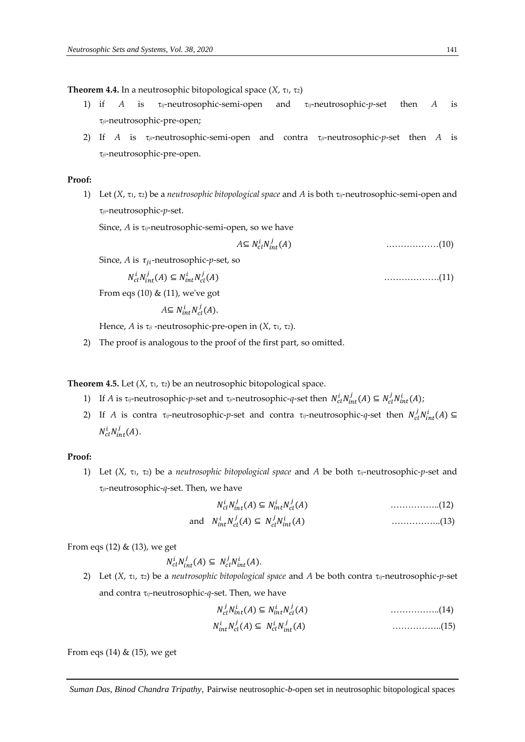**Theorem 4.4.** In a neutrosophic bitopological space $(X, \tau_1, \tau_2)$

1) if $A$ is $\tau_{ij}$-neutrosophic-semi-open and $\tau_{ij}$-neutrosophic-*p*-set then $A$ is $\tau_{ji}$-neutrosophic-pre-open;
2) If $A$ is $\tau_{ji}$-neutrosophic-semi-open and contra $\tau_{ji}$-neutrosophic-*p*-set then $A$ is $\tau_{ji}$-neutrosophic-pre-open.

**Proof:**

1) Let $(X, \tau_1, \tau_2)$ be a *neutrosophic bitopological space* and $A$ is both $\tau_{ij}$-neutrosophic-semi-open and $\tau_{ji}$-neutrosophic-*p*-set.

   Since, $A$ is $\tau_{ij}$-neutrosophic-semi-open, so we have

   $$A \subseteq N_{cl}^{i} N_{int}^{j}(A) \qquad \ldots\ldots\ldots\ldots\ldots\ldots(10)$$

   Since, $A$ is $\tau_{ji}$-neutrosophic-*p*-set, so

   $$N_{cl}^{i} N_{int}^{j}(A) \subseteq N_{int}^{i} N_{cl}^{j}(A) \qquad \ldots\ldots\ldots\ldots\ldots\ldots(11)$$

   From eqs (10) & (11), we've got

   $$A \subseteq N_{int}^{i} N_{cl}^{j}(A).$$

   Hence, $A$ is $\tau_{ji}$ -neutrosophic-pre-open in $(X, \tau_1, \tau_2)$.

2) The proof is analogous to the proof of the first part, so omitted.

**Theorem 4.5.** Let $(X, \tau_1, \tau_2)$ be an neutrosophic bitopological space.

1) If $A$ is $\tau_{ij}$-neutrosophic-*p*-set and $\tau_{ji}$-neutrosophic-*q*-set then $N_{cl}^{i} N_{int}^{j}(A) \subseteq N_{cl}^{j} N_{int}^{i}(A)$;
2) If $A$ is contra $\tau_{ij}$-neutrosophic-*p*-set and contra $\tau_{ij}$-neutrosophic-*q*-set then $N_{cl}^{j} N_{int}^{i}(A) \subseteq N_{cl}^{i} N_{int}^{j}(A)$.

**Proof:**

1) Let $(X, \tau_1, \tau_2)$ be a *neutrosophic bitopological space* and $A$ be both $\tau_{ij}$-neutrosophic-*p*-set and $\tau_{ji}$-neutrosophic-*q*-set. Then, we have

   $$N_{cl}^{i} N_{int}^{j}(A) \subseteq N_{int}^{i} N_{cl}^{j}(A) \qquad \ldots\ldots\ldots\ldots\ldots..(12)$$

   $$\text{and} \quad N_{int}^{i} N_{cl}^{j}(A) \subseteq N_{cl}^{j} N_{int}^{i}(A) \qquad \ldots\ldots\ldots\ldots\ldots..(13)$$

From eqs (12) & (13), we get

$$N_{cl}^{i} N_{int}^{j}(A) \subseteq N_{cl}^{j} N_{int}^{i}(A).$$

2) Let $(X, \tau_1, \tau_2)$ be a *neutrosophic bitopological space* and $A$ be both contra $\tau_{ij}$-neutrosophic-*p*-set and contra $\tau_{ij}$-neutrosophic-*q*-set. Then, we have

   $$N_{cl}^{j} N_{int}^{i}(A) \subseteq N_{int}^{i} N_{cl}^{j}(A) \qquad \ldots\ldots\ldots\ldots\ldots..(14)$$

   $$N_{int}^{i} N_{cl}^{j}(A) \subseteq N_{cl}^{i} N_{int}^{j}(A) \qquad \ldots\ldots\ldots\ldots\ldots..(15)$$

From eqs (14) & (15), we get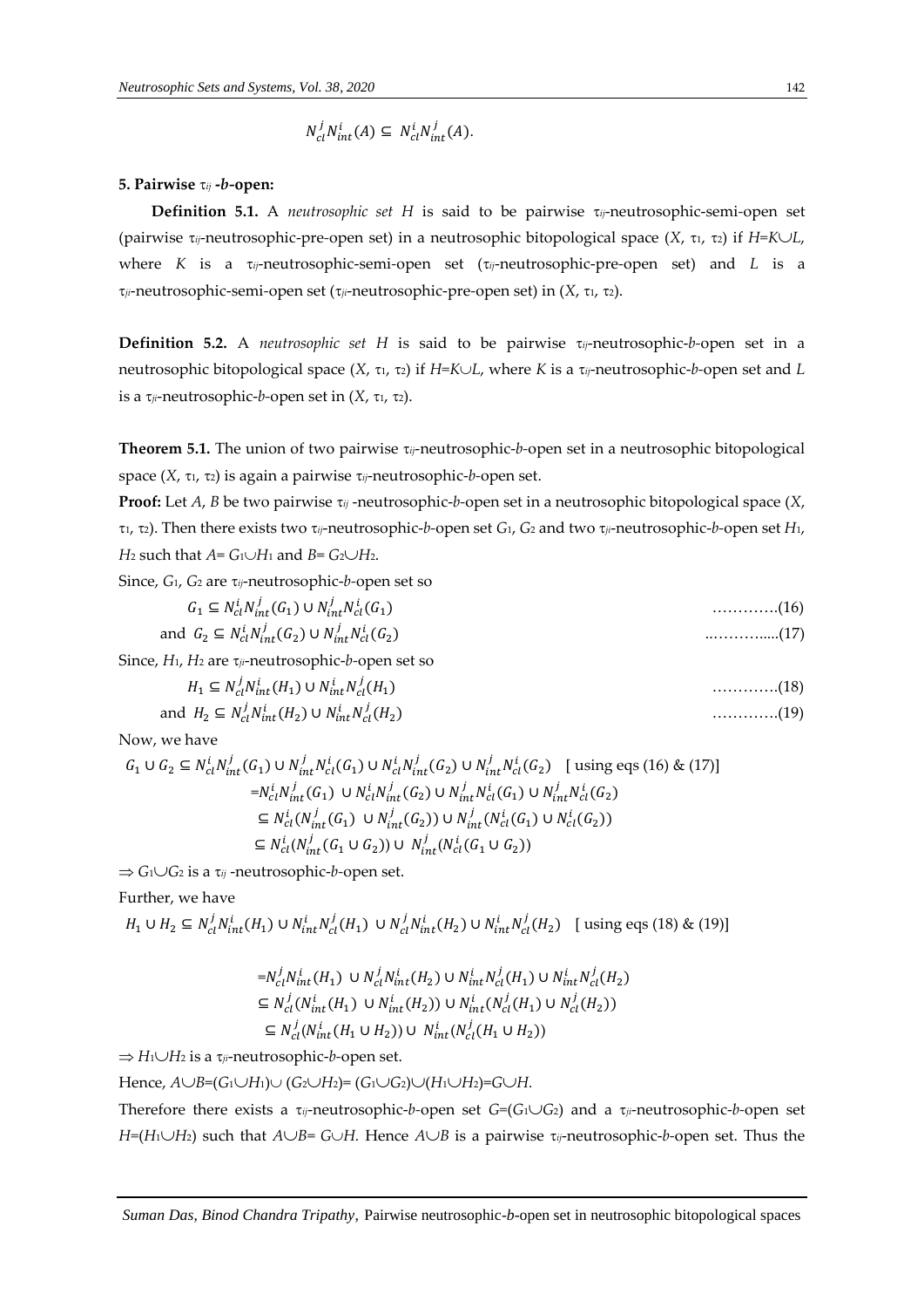$$N_{cl}^{j} N_{int}^{i}(A) \subseteq N_{cl}^{i} N_{int}^{j}(A).$$

**5. Pairwise $\tau_{ij}$ -*b*-open:**

**Definition 5.1.** A *neutrosophic set H* is said to be pairwise $\tau_{ij}$-neutrosophic-semi-open set (pairwise $\tau_{ij}$-neutrosophic-pre-open set) in a neutrosophic bitopological space $(X, \tau_1, \tau_2)$ if $H=K\cup L$, where $K$ is a $\tau_{ij}$-neutrosophic-semi-open set ($\tau_{ij}$-neutrosophic-pre-open set) and $L$ is a $\tau_{ji}$-neutrosophic-semi-open set ($\tau_{ji}$-neutrosophic-pre-open set) in $(X, \tau_1, \tau_2)$.

**Definition 5.2.** A *neutrosophic set H* is said to be pairwise $\tau_{ij}$-neutrosophic-*b*-open set in a neutrosophic bitopological space $(X, \tau_1, \tau_2)$ if $H=K\cup L$, where $K$ is a $\tau_{ij}$-neutrosophic-*b*-open set and $L$ is a $\tau_{ji}$-neutrosophic-*b*-open set in $(X, \tau_1, \tau_2)$.

**Theorem 5.1.** The union of two pairwise $\tau_{ij}$-neutrosophic-*b*-open set in a neutrosophic bitopological space $(X, \tau_1, \tau_2)$ is again a pairwise $\tau_{ij}$-neutrosophic-*b*-open set.

**Proof:** Let $A$, $B$ be two pairwise $\tau_{ij}$ -neutrosophic-*b*-open set in a neutrosophic bitopological space $(X, \tau_1, \tau_2)$. Then there exists two $\tau_{ij}$-neutrosophic-*b*-open set $G_1$, $G_2$ and two $\tau_{ji}$-neutrosophic-*b*-open set $H_1$, $H_2$ such that $A= G_1\cup H_1$ and $B= G_2\cup H_2$.

Since, $G_1$, $G_2$ are $\tau_{ij}$-neutrosophic-*b*-open set so

$$G_1 \subseteq N_{cl}^{i} N_{int}^{j}(G_1) \cup N_{int}^{j} N_{cl}^{i}(G_1) \quad \text{………….(16)}$$

$$\text{and } G_2 \subseteq N_{cl}^{i} N_{int}^{j}(G_2) \cup N_{int}^{j} N_{cl}^{i}(G_2) \quad \text{..………....(17)}$$

Since, $H_1$, $H_2$ are $\tau_{ji}$-neutrosophic-*b*-open set so

$$H_1 \subseteq N_{cl}^{j} N_{int}^{i}(H_1) \cup N_{int}^{i} N_{cl}^{j}(H_1) \quad \text{………….(18)}$$

$$\text{and } H_2 \subseteq N_{cl}^{j} N_{int}^{i}(H_2) \cup N_{int}^{i} N_{cl}^{j}(H_2) \quad \text{………….(19)}$$

Now, we have

$$\begin{aligned}
G_1 \cup G_2 &\subseteq N_{cl}^{i} N_{int}^{j}(G_1) \cup N_{int}^{j} N_{cl}^{i}(G_1) \cup N_{cl}^{i} N_{int}^{j}(G_2) \cup N_{int}^{j} N_{cl}^{i}(G_2) \quad \text{[ using eqs (16) \& (17)]} \\
&= N_{cl}^{i} N_{int}^{j}(G_1) \cup N_{cl}^{i} N_{int}^{j}(G_2) \cup N_{int}^{j} N_{cl}^{i}(G_1) \cup N_{int}^{j} N_{cl}^{i}(G_2) \\
&\subseteq N_{cl}^{i}(N_{int}^{j}(G_1) \cup N_{int}^{j}(G_2)) \cup N_{int}^{j}(N_{cl}^{i}(G_1) \cup N_{cl}^{i}(G_2)) \\
&\subseteq N_{cl}^{i}(N_{int}^{j}(G_1 \cup G_2)) \cup N_{int}^{j}(N_{cl}^{i}(G_1 \cup G_2))
\end{aligned}$$

$\Rightarrow G_1\cup G_2$ is a $\tau_{ij}$ -neutrosophic-*b*-open set.

Further, we have

$$\begin{aligned}
H_1 \cup H_2 &\subseteq N_{cl}^{j} N_{int}^{i}(H_1) \cup N_{int}^{i} N_{cl}^{j}(H_1) \cup N_{cl}^{j} N_{int}^{i}(H_2) \cup N_{int}^{i} N_{cl}^{j}(H_2) \quad \text{[ using eqs (18) \& (19)]} \\
&= N_{cl}^{j} N_{int}^{i}(H_1) \cup N_{cl}^{j} N_{int}^{i}(H_2) \cup N_{int}^{i} N_{cl}^{j}(H_1) \cup N_{int}^{i} N_{cl}^{j}(H_2) \\
&\subseteq N_{cl}^{j}(N_{int}^{i}(H_1) \cup N_{int}^{i}(H_2)) \cup N_{int}^{i}(N_{cl}^{j}(H_1) \cup N_{cl}^{j}(H_2)) \\
&\subseteq N_{cl}^{j}(N_{int}^{i}(H_1 \cup H_2)) \cup N_{int}^{i}(N_{cl}^{j}(H_1 \cup H_2))
\end{aligned}$$

$\Rightarrow H_1\cup H_2$ is a $\tau_{ji}$-neutrosophic-*b*-open set.

Hence, $A\cup B=(G_1\cup H_1)\cup (G_2\cup H_2)= (G_1\cup G_2)\cup(H_1\cup H_2)=G\cup H$.

Therefore there exists a $\tau_{ij}$-neutrosophic-*b*-open set $G=(G_1\cup G_2)$ and a $\tau_{ji}$-neutrosophic-*b*-open set $H=(H_1\cup H_2)$ such that $A\cup B= G\cup H$. Hence $A\cup B$ is a pairwise $\tau_{ij}$-neutrosophic-*b*-open set. Thus the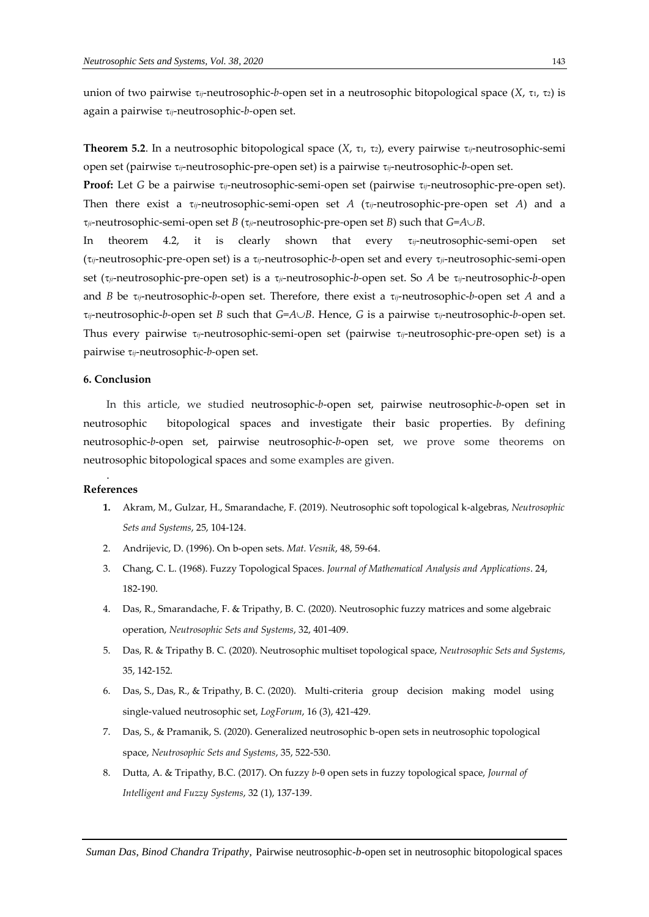union of two pairwise $\tau_{ij}$-neutrosophic-*b*-open set in a neutrosophic bitopological space ($X$, $\tau_1$, $\tau_2$) is again a pairwise $\tau_{ij}$-neutrosophic-*b*-open set.

**Theorem 5.2**. In a neutrosophic bitopological space ($X$, $\tau_1$, $\tau_2$), every pairwise $\tau_{ij}$-neutrosophic-semi open set (pairwise $\tau_{ij}$-neutrosophic-pre-open set) is a pairwise $\tau_{ij}$-neutrosophic-*b*-open set.

**Proof:** Let $G$ be a pairwise $\tau_{ij}$-neutrosophic-semi-open set (pairwise $\tau_{ij}$-neutrosophic-pre-open set). Then there exist a $\tau_{ij}$-neutrosophic-semi-open set $A$ ($\tau_{ij}$-neutrosophic-pre-open set $A$) and a $\tau_{ji}$-neutrosophic-semi-open set $B$ ($\tau_{ji}$-neutrosophic-pre-open set $B$) such that $G=A\cup B$.

In theorem 4.2, it is clearly shown that every $\tau_{ij}$-neutrosophic-semi-open set ($\tau_{ij}$-neutrosophic-pre-open set) is a $\tau_{ij}$-neutrosophic-*b*-open set and every $\tau_{ji}$-neutrosophic-semi-open set ($\tau_{ji}$-neutrosophic-pre-open set) is a $\tau_{ji}$-neutrosophic-*b*-open set. So $A$ be $\tau_{ij}$-neutrosophic-*b*-open and $B$ be $\tau_{ij}$-neutrosophic-*b*-open set. Therefore, there exist a $\tau_{ij}$-neutrosophic-*b*-open set $A$ and a $\tau_{ij}$-neutrosophic-*b*-open set $B$ such that $G=A\cup B$. Hence, $G$ is a pairwise $\tau_{ij}$-neutrosophic-*b*-open set. Thus every pairwise $\tau_{ij}$-neutrosophic-semi-open set (pairwise $\tau_{ij}$-neutrosophic-pre-open set) is a pairwise $\tau_{ij}$-neutrosophic-*b*-open set.

### 6. Conclusion

In this article, we studied neutrosophic-*b*-open set, pairwise neutrosophic-*b*-open set in neutrosophic bitopological spaces and investigate their basic properties. By defining neutrosophic-*b*-open set, pairwise neutrosophic-*b*-open set, we prove some theorems on neutrosophic bitopological spaces and some examples are given.

### References

1. Akram, M., Gulzar, H., Smarandache, F. (2019). Neutrosophic soft topological k-algebras, *Neutrosophic Sets and Systems*, 25, 104-124.
2. Andrijevic, D. (1996). On b-open sets. *Mat. Vesnik*, 48, 59-64.
3. Chang, C. L. (1968). Fuzzy Topological Spaces. *Journal of Mathematical Analysis and Applications*. 24, 182-190.
4. Das, R., Smarandache, F. & Tripathy, B. C. (2020). Neutrosophic fuzzy matrices and some algebraic operation, *Neutrosophic Sets and Systems*, 32, 401-409.
5. Das, R. & Tripathy B. C. (2020). Neutrosophic multiset topological space, *Neutrosophic Sets and Systems*, 35, 142-152.
6. Das, S., Das, R., & Tripathy, B. C. (2020). Multi-criteria group decision making model using single-valued neutrosophic set, *LogForum*, 16 (3), 421-429.
7. Das, S., & Pramanik, S. (2020). Generalized neutrosophic b-open sets in neutrosophic topological space, *Neutrosophic Sets and Systems*, 35, 522-530.
8. Dutta, A. & Tripathy, B.C. (2017). On fuzzy *b*-θ open sets in fuzzy topological space, *Journal of Intelligent and Fuzzy Systems*, 32 (1), 137-139.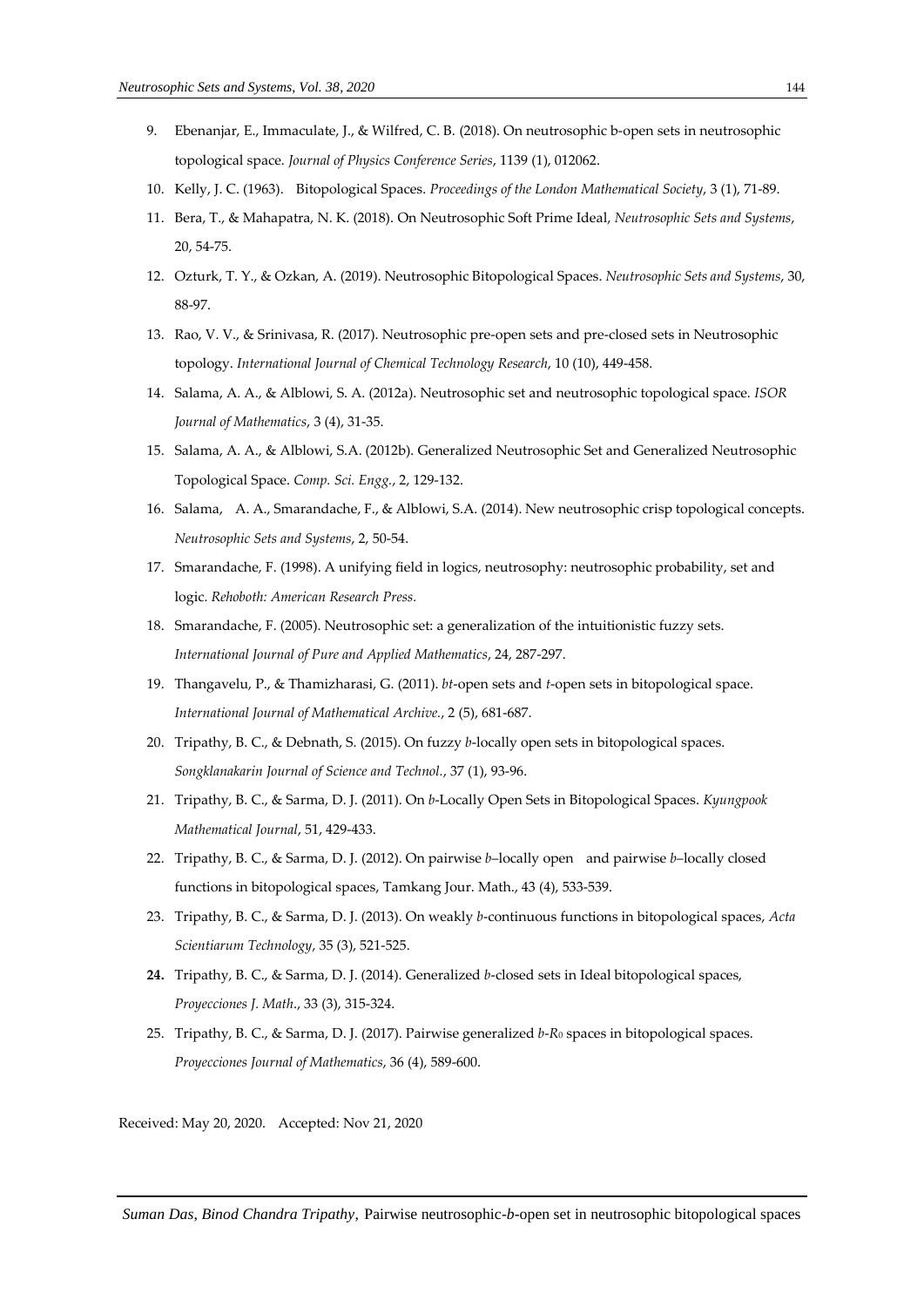9. Ebenanjar, E., Immaculate, J., & Wilfred, C. B. (2018). On neutrosophic b-open sets in neutrosophic topological space. *Journal of Physics Conference Series*, 1139 (1), 012062.
10. Kelly, J. C. (1963). Bitopological Spaces. *Proceedings of the London Mathematical Society*, 3 (1), 71-89.
11. Bera, T., & Mahapatra, N. K. (2018). On Neutrosophic Soft Prime Ideal, *Neutrosophic Sets and Systems*, 20, 54-75.
12. Ozturk, T. Y., & Ozkan, A. (2019). Neutrosophic Bitopological Spaces. *Neutrosophic Sets and Systems*, 30, 88-97.
13. Rao, V. V., & Srinivasa, R. (2017). Neutrosophic pre-open sets and pre-closed sets in Neutrosophic topology. *International Journal of Chemical Technology Research*, 10 (10), 449-458.
14. Salama, A. A., & Alblowi, S. A. (2012a). Neutrosophic set and neutrosophic topological space. *ISOR Journal of Mathematics*, 3 (4), 31-35.
15. Salama, A. A., & Alblowi, S.A. (2012b). Generalized Neutrosophic Set and Generalized Neutrosophic Topological Space. *Comp. Sci. Engg.*, 2, 129-132.
16. Salama, A. A., Smarandache, F., & Alblowi, S.A. (2014). New neutrosophic crisp topological concepts. *Neutrosophic Sets and Systems*, 2, 50-54.
17. Smarandache, F. (1998). A unifying field in logics, neutrosophy: neutrosophic probability, set and logic. *Rehoboth: American Research Press.*
18. Smarandache, F. (2005). Neutrosophic set: a generalization of the intuitionistic fuzzy sets. *International Journal of Pure and Applied Mathematics*, 24, 287-297.
19. Thangavelu, P., & Thamizharasi, G. (2011). *bt*-open sets and *t*-open sets in bitopological space. *International Journal of Mathematical Archive.*, 2 (5), 681-687.
20. Tripathy, B. C., & Debnath, S. (2015). On fuzzy *b*-locally open sets in bitopological spaces. *Songklanakarin Journal of Science and Technol.*, 37 (1), 93-96.
21. Tripathy, B. C., & Sarma, D. J. (2011). On *b*-Locally Open Sets in Bitopological Spaces. *Kyungpook Mathematical Journal*, 51, 429-433.
22. Tripathy, B. C., & Sarma, D. J. (2012). On pairwise *b*–locally open and pairwise *b*–locally closed functions in bitopological spaces, Tamkang Jour. Math., 43 (4), 533-539.
23. Tripathy, B. C., & Sarma, D. J. (2013). On weakly *b*-continuous functions in bitopological spaces, *Acta Scientiarum Technology*, 35 (3), 521-525.
24. Tripathy, B. C., & Sarma, D. J. (2014). Generalized *b*-closed sets in Ideal bitopological spaces, *Proyecciones J. Math.*, 33 (3), 315-324.
25. Tripathy, B. C., & Sarma, D. J. (2017). Pairwise generalized $b$-$R_0$ spaces in bitopological spaces. *Proyecciones Journal of Mathematics*, 36 (4), 589-600.

Received: May 20, 2020. Accepted: Nov 21, 2020